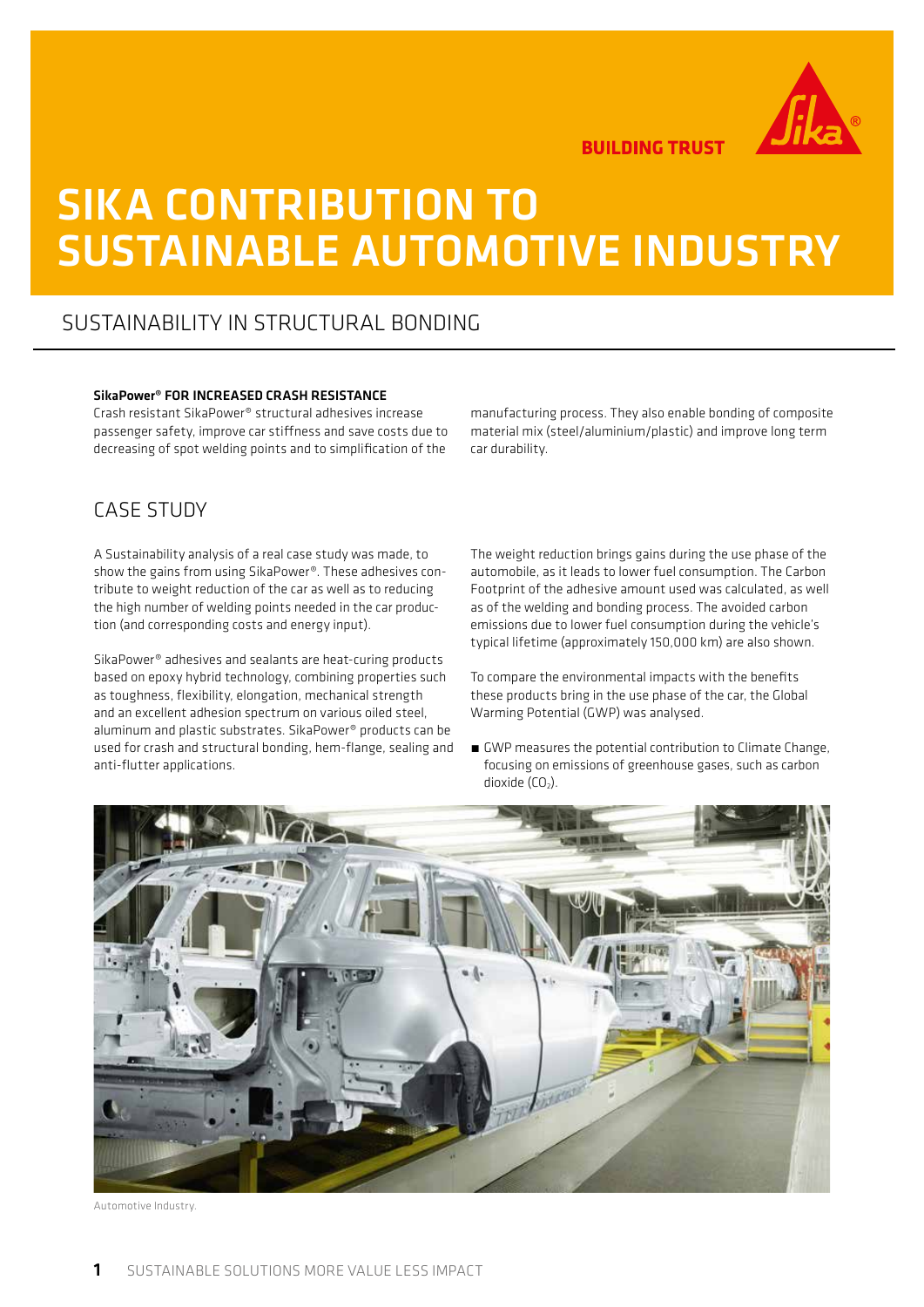BUILDING TRUST

# SIKA CONTRIBUTION TO SUSTAINABLE AUTOMOTIVE INDUSTRY

## SUSTAINABILITY IN STRUCTURAL BONDING

**SikaPower® FOR INCREASED CRASH RESISTANCE**

Crash resistant SikaPower® structural adhesives increase passenger safety, improve car stiffness and save costs due to decreasing of spot welding points and to simplification of the manufacturing process. They also enable bonding of composite material mix (steel/aluminium/plastic) and improve long term car durability.

## CASE STUDY

A Sustainability analysis of a real case study was made, to show the gains from using SikaPower®. These adhesives contribute to weight reduction of the car as well as to reducing the high number of welding points needed in the car production (and corresponding costs and energy input).

SikaPower® adhesives and sealants are heat-curing products based on epoxy hybrid technology, combining properties such as toughness, flexibility, elongation, mechanical strength and an excellent adhesion spectrum on various oiled steel, aluminum and plastic substrates. SikaPower® products can be used for crash and structural bonding, hem-flange, sealing and anti-flutter applications.

The weight reduction brings gains during the use phase of the automobile, as it leads to lower fuel consumption. The Carbon Footprint of the adhesive amount used was calculated, as well as of the welding and bonding process. The avoided carbon emissions due to lower fuel consumption during the vehicle's typical lifetime (approximately 150,000 km) are also shown.

To compare the environmental impacts with the benefits these products bring in the use phase of the car, the Global Warming Potential (GWP) was analysed.

- GWP measures the potential contribution to Climate Change, focusing on emissions of greenhouse gases, such as carbon dioxide ($CO_2$).

Automotive Industry.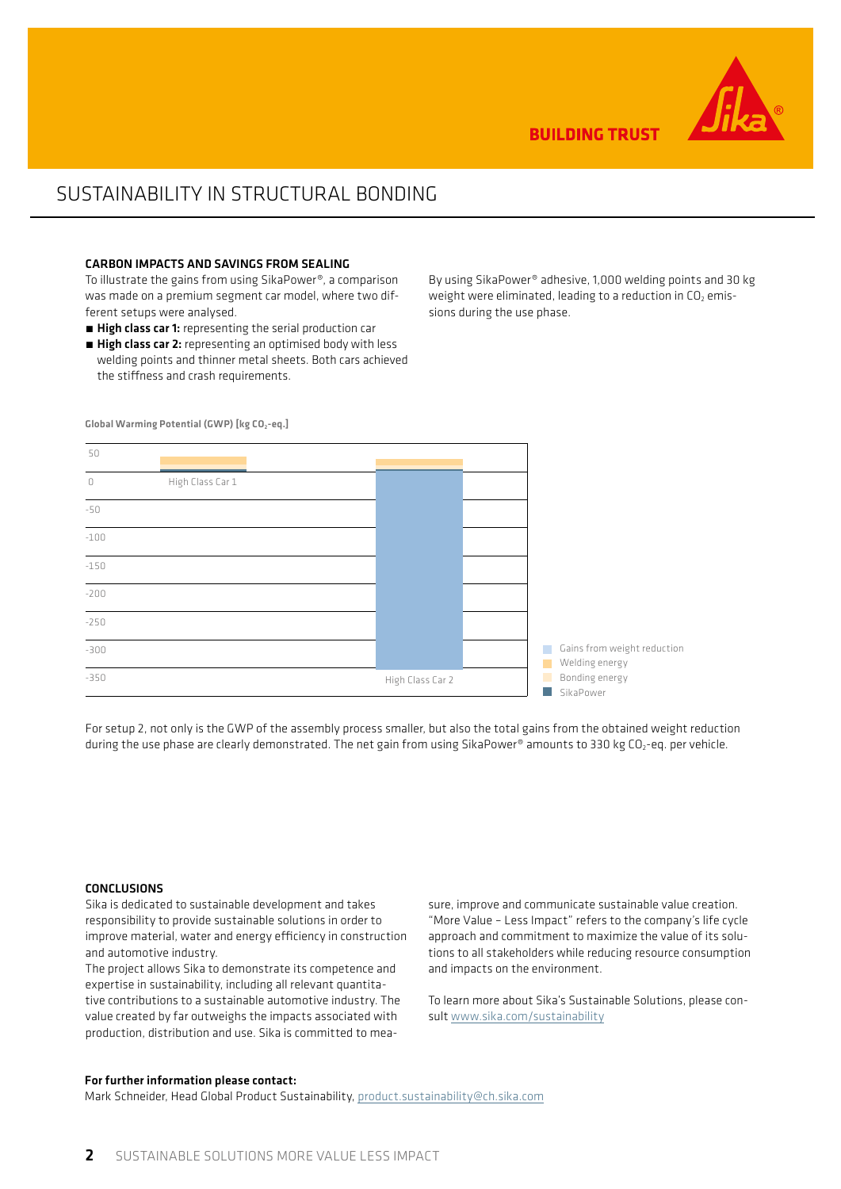BUILDING TRUST

# SUSTAINABILITY IN STRUCTURAL BONDING

### CARBON IMPACTS AND SAVINGS FROM SEALING

To illustrate the gains from using SikaPower®, a comparison was made on a premium segment car model, where two different setups were analysed.

- **High class car 1:** representing the serial production car
- **High class car 2:** representing an optimised body with less welding points and thinner metal sheets. Both cars achieved the stiffness and crash requirements.

By using SikaPower® adhesive, 1,000 welding points and 30 kg weight were eliminated, leading to a reduction in $CO_2$ emissions during the use phase.

Global Warming Potential (GWP) [kg $CO_2$-eq.]

50
0
-50
-100
-150
-200
-250
-300
-350
High Class Car 1
High Class Car 2
Gains from weight reduction
Welding energy
Bonding energy
SikaPower

For setup 2, not only is the GWP of the assembly process smaller, but also the total gains from the obtained weight reduction during the use phase are clearly demonstrated. The net gain from using SikaPower® amounts to 330 kg $CO_2$-eq. per vehicle.

### CONCLUSIONS

Sika is dedicated to sustainable development and takes responsibility to provide sustainable solutions in order to improve material, water and energy efficiency in construction and automotive industry.
The project allows Sika to demonstrate its competence and expertise in sustainability, including all relevant quantitative contributions to a sustainable automotive industry. The value created by far outweighs the impacts associated with production, distribution and use. Sika is committed to measure, improve and communicate sustainable value creation. "More Value – Less Impact" refers to the company's life cycle approach and commitment to maximize the value of its solutions to all stakeholders while reducing resource consumption and impacts on the environment.

To learn more about Sika's Sustainable Solutions, please consult www.sika.com/sustainability

**For further information please contact:**
Mark Schneider, Head Global Product Sustainability, product.sustainability@ch.sika.com